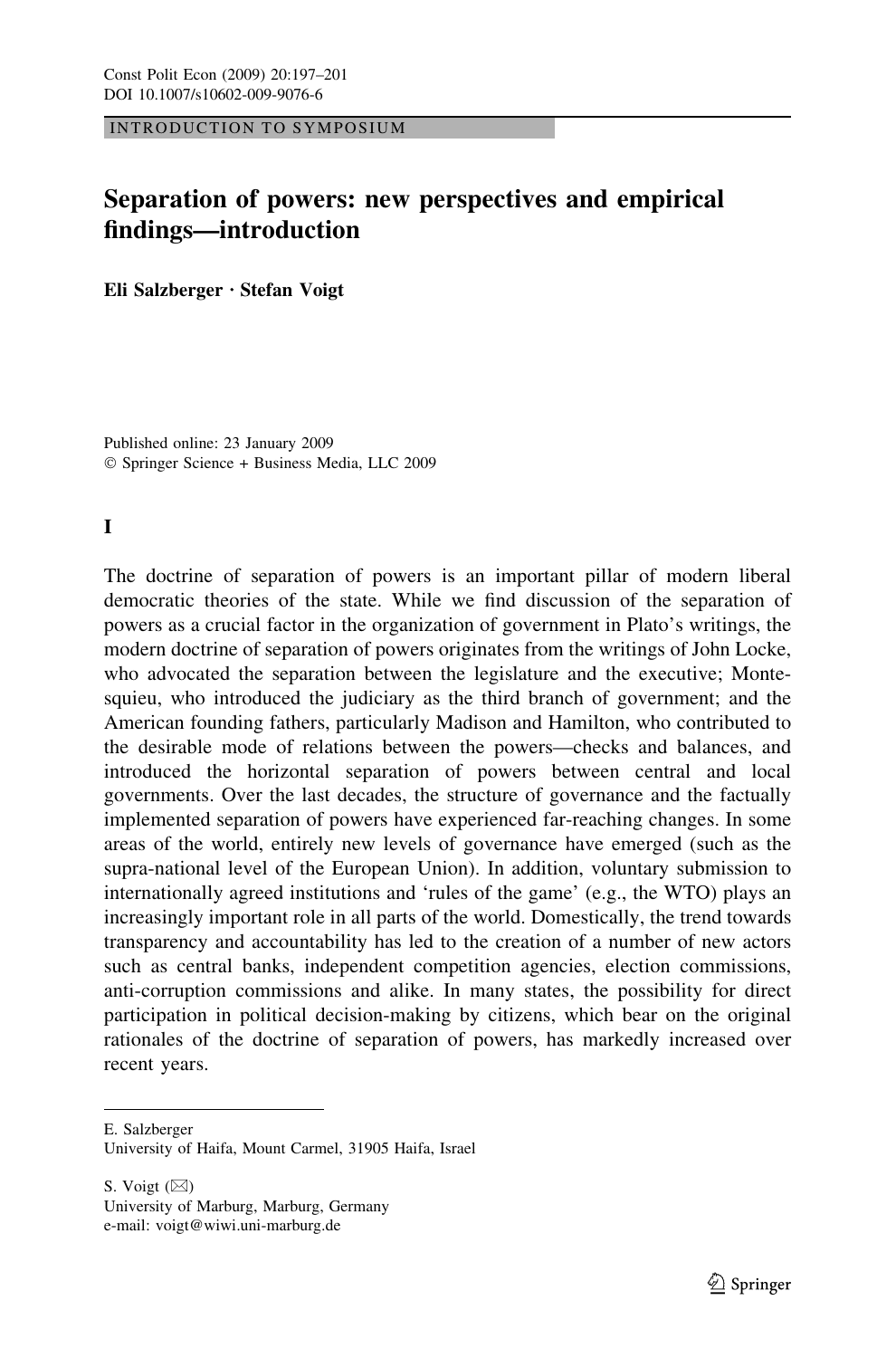INTRODUCTION TO SYMPOSIUM

# Separation of powers: new perspectives and empirical findings—introduction

**Eli Salzberger · Stefan Voigt**

Published online: 23 January 2009
© Springer Science + Business Media, LLC 2009

## I

The doctrine of separation of powers is an important pillar of modern liberal democratic theories of the state. While we find discussion of the separation of powers as a crucial factor in the organization of government in Plato's writings, the modern doctrine of separation of powers originates from the writings of John Locke, who advocated the separation between the legislature and the executive; Montesquieu, who introduced the judiciary as the third branch of government; and the American founding fathers, particularly Madison and Hamilton, who contributed to the desirable mode of relations between the powers—checks and balances, and introduced the horizontal separation of powers between central and local governments. Over the last decades, the structure of governance and the factually implemented separation of powers have experienced far-reaching changes. In some areas of the world, entirely new levels of governance have emerged (such as the supra-national level of the European Union). In addition, voluntary submission to internationally agreed institutions and 'rules of the game' (e.g., the WTO) plays an increasingly important role in all parts of the world. Domestically, the trend towards transparency and accountability has led to the creation of a number of new actors such as central banks, independent competition agencies, election commissions, anti-corruption commissions and alike. In many states, the possibility for direct participation in political decision-making by citizens, which bear on the original rationales of the doctrine of separation of powers, has markedly increased over recent years.

---

E. Salzberger
University of Haifa, Mount Carmel, 31905 Haifa, Israel

S. Voigt (✉)
University of Marburg, Marburg, Germany
e-mail: voigt@wiwi.uni-marburg.de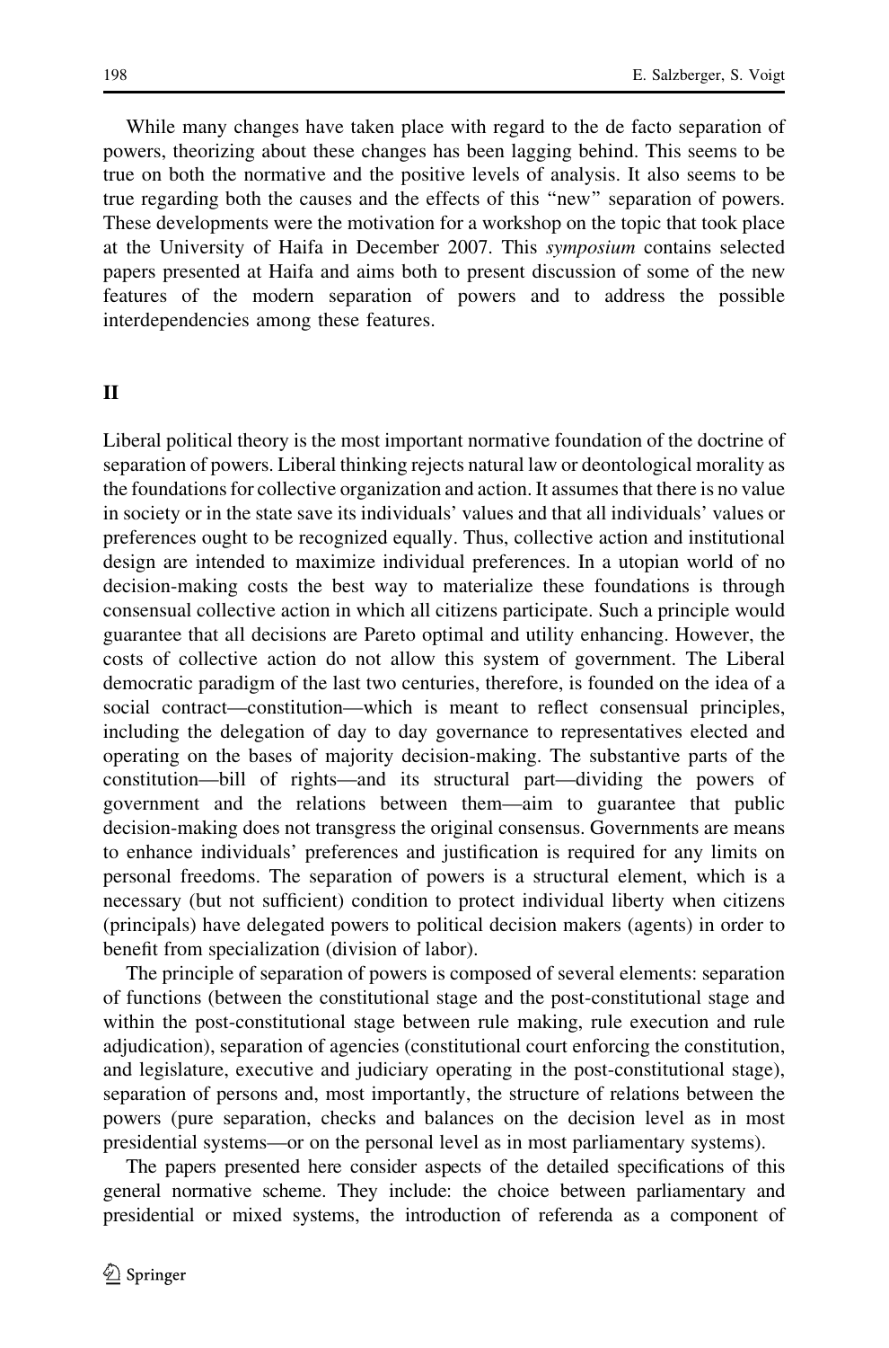While many changes have taken place with regard to the de facto separation of powers, theorizing about these changes has been lagging behind. This seems to be true on both the normative and the positive levels of analysis. It also seems to be true regarding both the causes and the effects of this "new" separation of powers. These developments were the motivation for a workshop on the topic that took place at the University of Haifa in December 2007. This *symposium* contains selected papers presented at Haifa and aims both to present discussion of some of the new features of the modern separation of powers and to address the possible interdependencies among these features.

## II

Liberal political theory is the most important normative foundation of the doctrine of separation of powers. Liberal thinking rejects natural law or deontological morality as the foundations for collective organization and action. It assumes that there is no value in society or in the state save its individuals' values and that all individuals' values or preferences ought to be recognized equally. Thus, collective action and institutional design are intended to maximize individual preferences. In a utopian world of no decision-making costs the best way to materialize these foundations is through consensual collective action in which all citizens participate. Such a principle would guarantee that all decisions are Pareto optimal and utility enhancing. However, the costs of collective action do not allow this system of government. The Liberal democratic paradigm of the last two centuries, therefore, is founded on the idea of a social contract—constitution—which is meant to reflect consensual principles, including the delegation of day to day governance to representatives elected and operating on the bases of majority decision-making. The substantive parts of the constitution—bill of rights—and its structural part—dividing the powers of government and the relations between them—aim to guarantee that public decision-making does not transgress the original consensus. Governments are means to enhance individuals' preferences and justification is required for any limits on personal freedoms. The separation of powers is a structural element, which is a necessary (but not sufficient) condition to protect individual liberty when citizens (principals) have delegated powers to political decision makers (agents) in order to benefit from specialization (division of labor).

The principle of separation of powers is composed of several elements: separation of functions (between the constitutional stage and the post-constitutional stage and within the post-constitutional stage between rule making, rule execution and rule adjudication), separation of agencies (constitutional court enforcing the constitution, and legislature, executive and judiciary operating in the post-constitutional stage), separation of persons and, most importantly, the structure of relations between the powers (pure separation, checks and balances on the decision level as in most presidential systems—or on the personal level as in most parliamentary systems).

The papers presented here consider aspects of the detailed specifications of this general normative scheme. They include: the choice between parliamentary and presidential or mixed systems, the introduction of referenda as a component of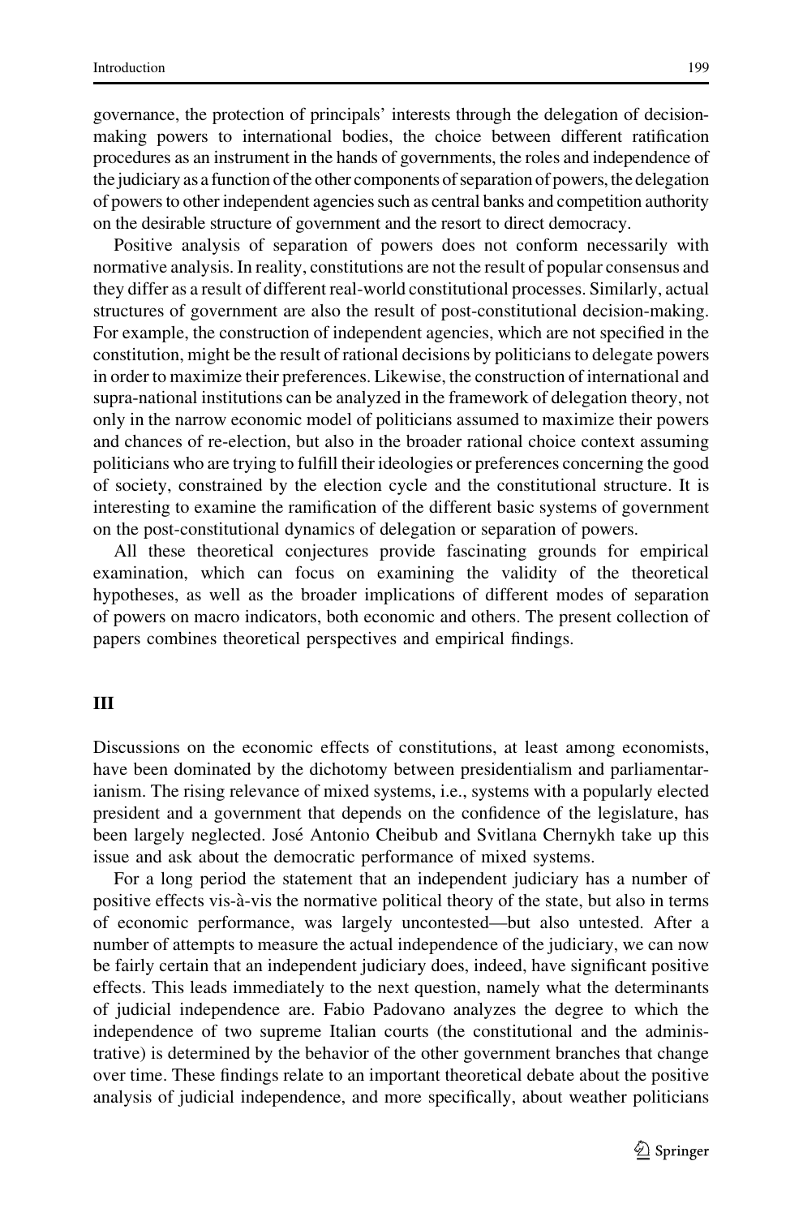governance, the protection of principals' interests through the delegation of decision-making powers to international bodies, the choice between different ratification procedures as an instrument in the hands of governments, the roles and independence of the judiciary as a function of the other components of separation of powers, the delegation of powers to other independent agencies such as central banks and competition authority on the desirable structure of government and the resort to direct democracy.

Positive analysis of separation of powers does not conform necessarily with normative analysis. In reality, constitutions are not the result of popular consensus and they differ as a result of different real-world constitutional processes. Similarly, actual structures of government are also the result of post-constitutional decision-making. For example, the construction of independent agencies, which are not specified in the constitution, might be the result of rational decisions by politicians to delegate powers in order to maximize their preferences. Likewise, the construction of international and supra-national institutions can be analyzed in the framework of delegation theory, not only in the narrow economic model of politicians assumed to maximize their powers and chances of re-election, but also in the broader rational choice context assuming politicians who are trying to fulfill their ideologies or preferences concerning the good of society, constrained by the election cycle and the constitutional structure. It is interesting to examine the ramification of the different basic systems of government on the post-constitutional dynamics of delegation or separation of powers.

All these theoretical conjectures provide fascinating grounds for empirical examination, which can focus on examining the validity of the theoretical hypotheses, as well as the broader implications of different modes of separation of powers on macro indicators, both economic and others. The present collection of papers combines theoretical perspectives and empirical findings.

## III

Discussions on the economic effects of constitutions, at least among economists, have been dominated by the dichotomy between presidentialism and parliamentarianism. The rising relevance of mixed systems, i.e., systems with a popularly elected president and a government that depends on the confidence of the legislature, has been largely neglected. José Antonio Cheibub and Svitlana Chernykh take up this issue and ask about the democratic performance of mixed systems.

For a long period the statement that an independent judiciary has a number of positive effects vis-à-vis the normative political theory of the state, but also in terms of economic performance, was largely uncontested—but also untested. After a number of attempts to measure the actual independence of the judiciary, we can now be fairly certain that an independent judiciary does, indeed, have significant positive effects. This leads immediately to the next question, namely what the determinants of judicial independence are. Fabio Padovano analyzes the degree to which the independence of two supreme Italian courts (the constitutional and the administrative) is determined by the behavior of the other government branches that change over time. These findings relate to an important theoretical debate about the positive analysis of judicial independence, and more specifically, about weather politicians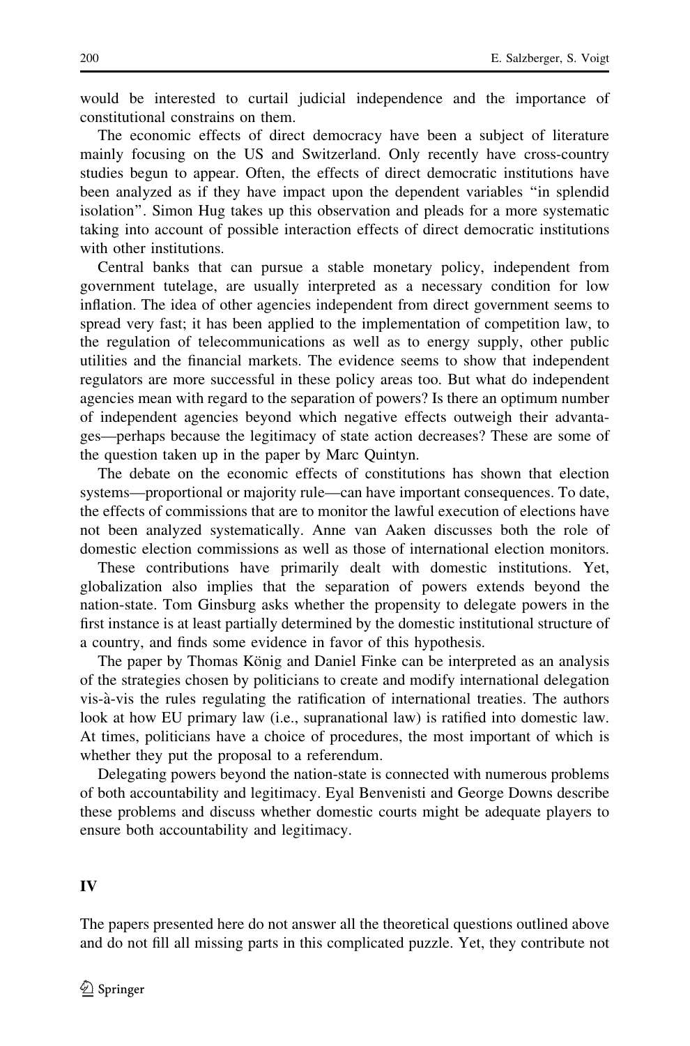would be interested to curtail judicial independence and the importance of constitutional constrains on them.

The economic effects of direct democracy have been a subject of literature mainly focusing on the US and Switzerland. Only recently have cross-country studies begun to appear. Often, the effects of direct democratic institutions have been analyzed as if they have impact upon the dependent variables "in splendid isolation". Simon Hug takes up this observation and pleads for a more systematic taking into account of possible interaction effects of direct democratic institutions with other institutions.

Central banks that can pursue a stable monetary policy, independent from government tutelage, are usually interpreted as a necessary condition for low inflation. The idea of other agencies independent from direct government seems to spread very fast; it has been applied to the implementation of competition law, to the regulation of telecommunications as well as to energy supply, other public utilities and the financial markets. The evidence seems to show that independent regulators are more successful in these policy areas too. But what do independent agencies mean with regard to the separation of powers? Is there an optimum number of independent agencies beyond which negative effects outweigh their advantages—perhaps because the legitimacy of state action decreases? These are some of the question taken up in the paper by Marc Quintyn.

The debate on the economic effects of constitutions has shown that election systems—proportional or majority rule—can have important consequences. To date, the effects of commissions that are to monitor the lawful execution of elections have not been analyzed systematically. Anne van Aaken discusses both the role of domestic election commissions as well as those of international election monitors.

These contributions have primarily dealt with domestic institutions. Yet, globalization also implies that the separation of powers extends beyond the nation-state. Tom Ginsburg asks whether the propensity to delegate powers in the first instance is at least partially determined by the domestic institutional structure of a country, and finds some evidence in favor of this hypothesis.

The paper by Thomas König and Daniel Finke can be interpreted as an analysis of the strategies chosen by politicians to create and modify international delegation vis-à-vis the rules regulating the ratification of international treaties. The authors look at how EU primary law (i.e., supranational law) is ratified into domestic law. At times, politicians have a choice of procedures, the most important of which is whether they put the proposal to a referendum.

Delegating powers beyond the nation-state is connected with numerous problems of both accountability and legitimacy. Eyal Benvenisti and George Downs describe these problems and discuss whether domestic courts might be adequate players to ensure both accountability and legitimacy.

## IV

The papers presented here do not answer all the theoretical questions outlined above and do not fill all missing parts in this complicated puzzle. Yet, they contribute not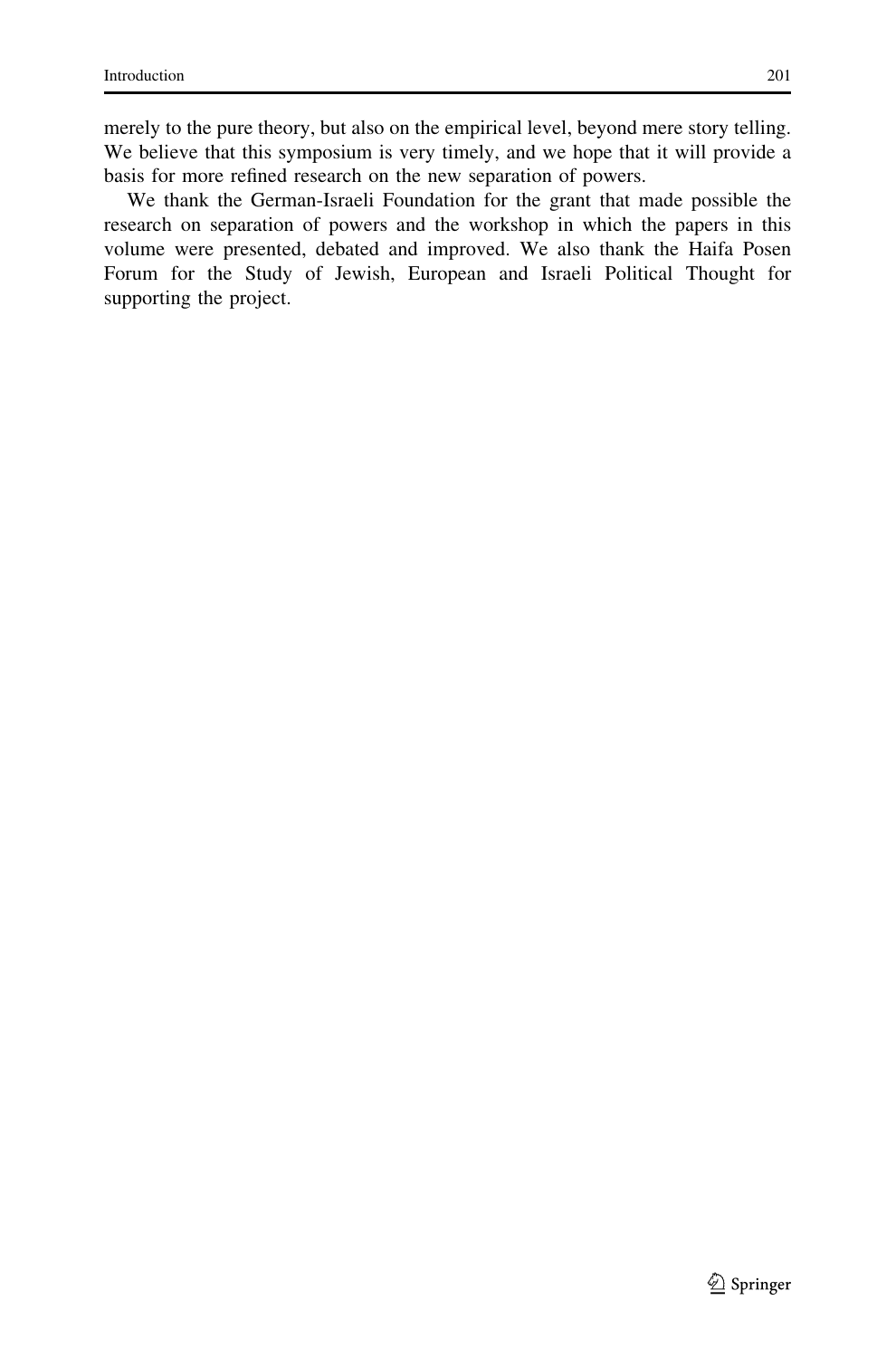merely to the pure theory, but also on the empirical level, beyond mere story telling. We believe that this symposium is very timely, and we hope that it will provide a basis for more refined research on the new separation of powers.

We thank the German-Israeli Foundation for the grant that made possible the research on separation of powers and the workshop in which the papers in this volume were presented, debated and improved. We also thank the Haifa Posen Forum for the Study of Jewish, European and Israeli Political Thought for supporting the project.